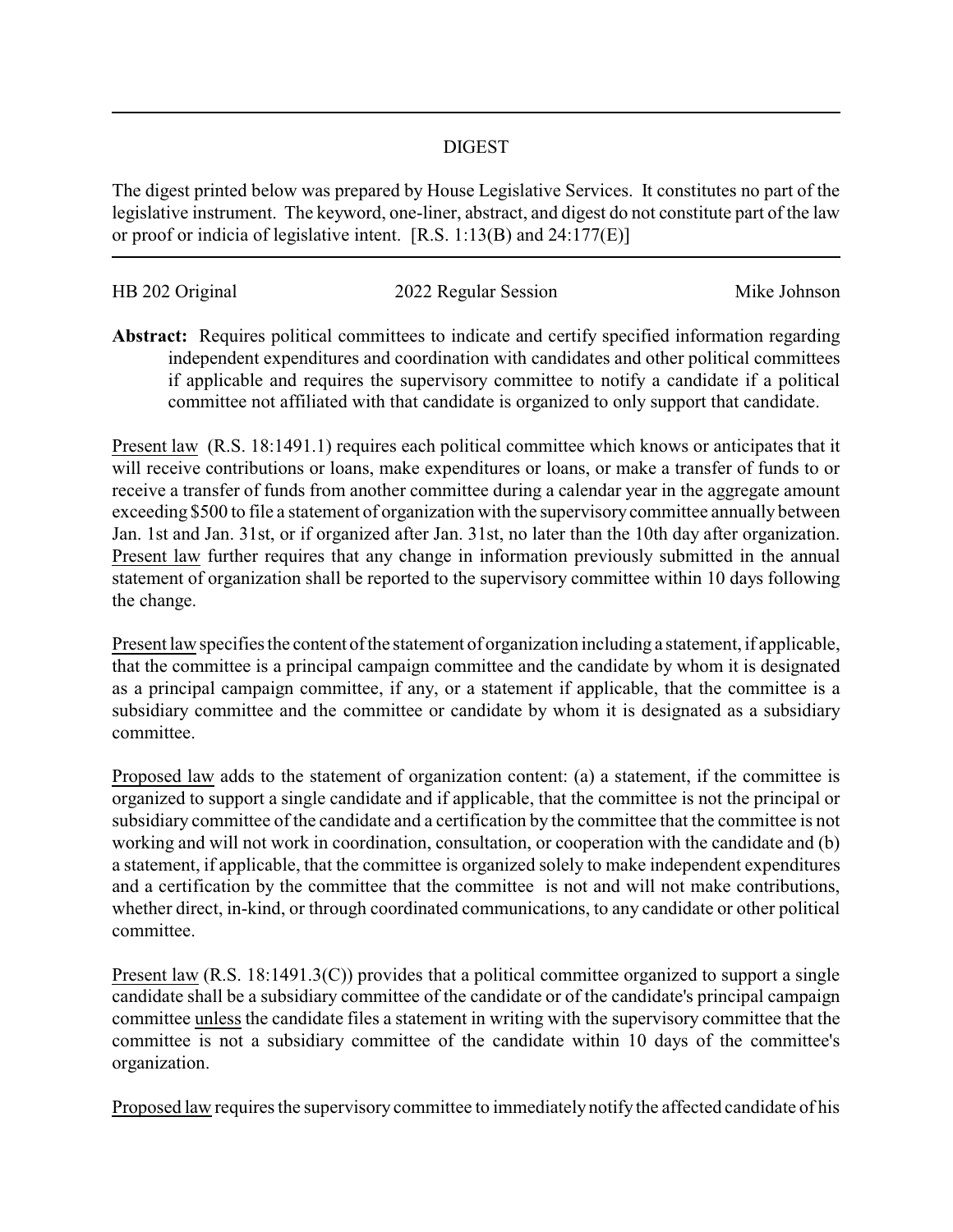## DIGEST

The digest printed below was prepared by House Legislative Services. It constitutes no part of the legislative instrument. The keyword, one-liner, abstract, and digest do not constitute part of the law or proof or indicia of legislative intent. [R.S. 1:13(B) and 24:177(E)]

HB 202 Original | 2022 Regular Session | Mike Johnson

**Abstract:** Requires political committees to indicate and certify specified information regarding independent expenditures and coordination with candidates and other political committees if applicable and requires the supervisory committee to notify a candidate if a political committee not affiliated with that candidate is organized to only support that candidate.

Present law (R.S. 18:1491.1) requires each political committee which knows or anticipates that it will receive contributions or loans, make expenditures or loans, or make a transfer of funds to or receive a transfer of funds from another committee during a calendar year in the aggregate amount exceeding $500 to file a statement of organization with the supervisory committee annually between Jan. 1st and Jan. 31st, or if organized after Jan. 31st, no later than the 10th day after organization. Present law further requires that any change in information previously submitted in the annual statement of organization shall be reported to the supervisory committee within 10 days following the change.

Present law specifies the content of the statement of organization including a statement, if applicable, that the committee is a principal campaign committee and the candidate by whom it is designated as a principal campaign committee, if any, or a statement if applicable, that the committee is a subsidiary committee and the committee or candidate by whom it is designated as a subsidiary committee.

Proposed law adds to the statement of organization content: (a) a statement, if the committee is organized to support a single candidate and if applicable, that the committee is not the principal or subsidiary committee of the candidate and a certification by the committee that the committee is not working and will not work in coordination, consultation, or cooperation with the candidate and (b) a statement, if applicable, that the committee is organized solely to make independent expenditures and a certification by the committee that the committee is not and will not make contributions, whether direct, in-kind, or through coordinated communications, to any candidate or other political committee.

Present law (R.S. 18:1491.3(C)) provides that a political committee organized to support a single candidate shall be a subsidiary committee of the candidate or of the candidate's principal campaign committee unless the candidate files a statement in writing with the supervisory committee that the committee is not a subsidiary committee of the candidate within 10 days of the committee's organization.

Proposed law requires the supervisory committee to immediately notify the affected candidate of his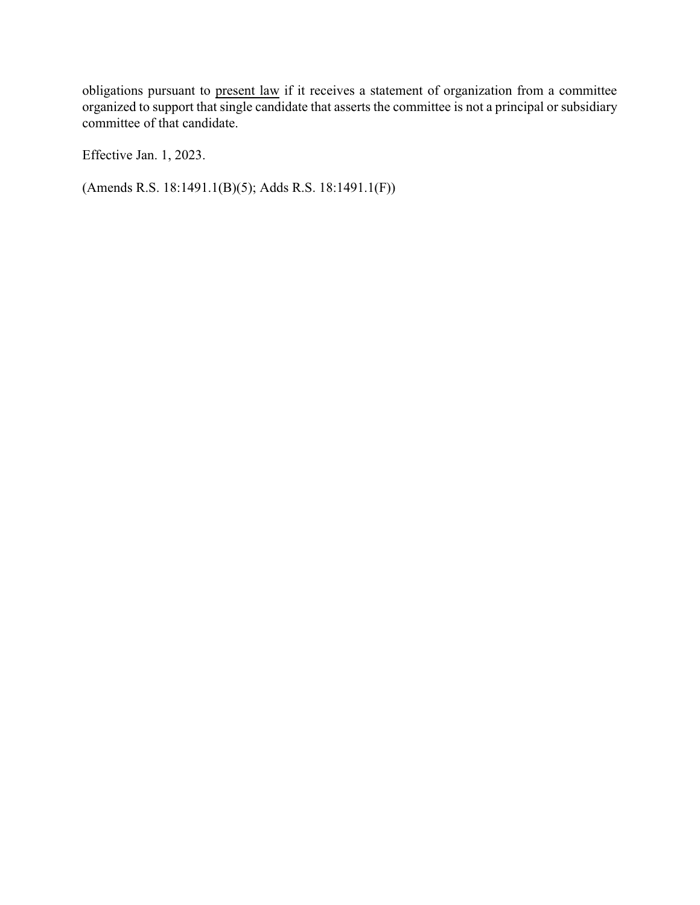obligations pursuant to present law if it receives a statement of organization from a committee organized to support that single candidate that asserts the committee is not a principal or subsidiary committee of that candidate.

Effective Jan. 1, 2023.

(Amends R.S. 18:1491.1(B)(5); Adds R.S. 18:1491.1(F))